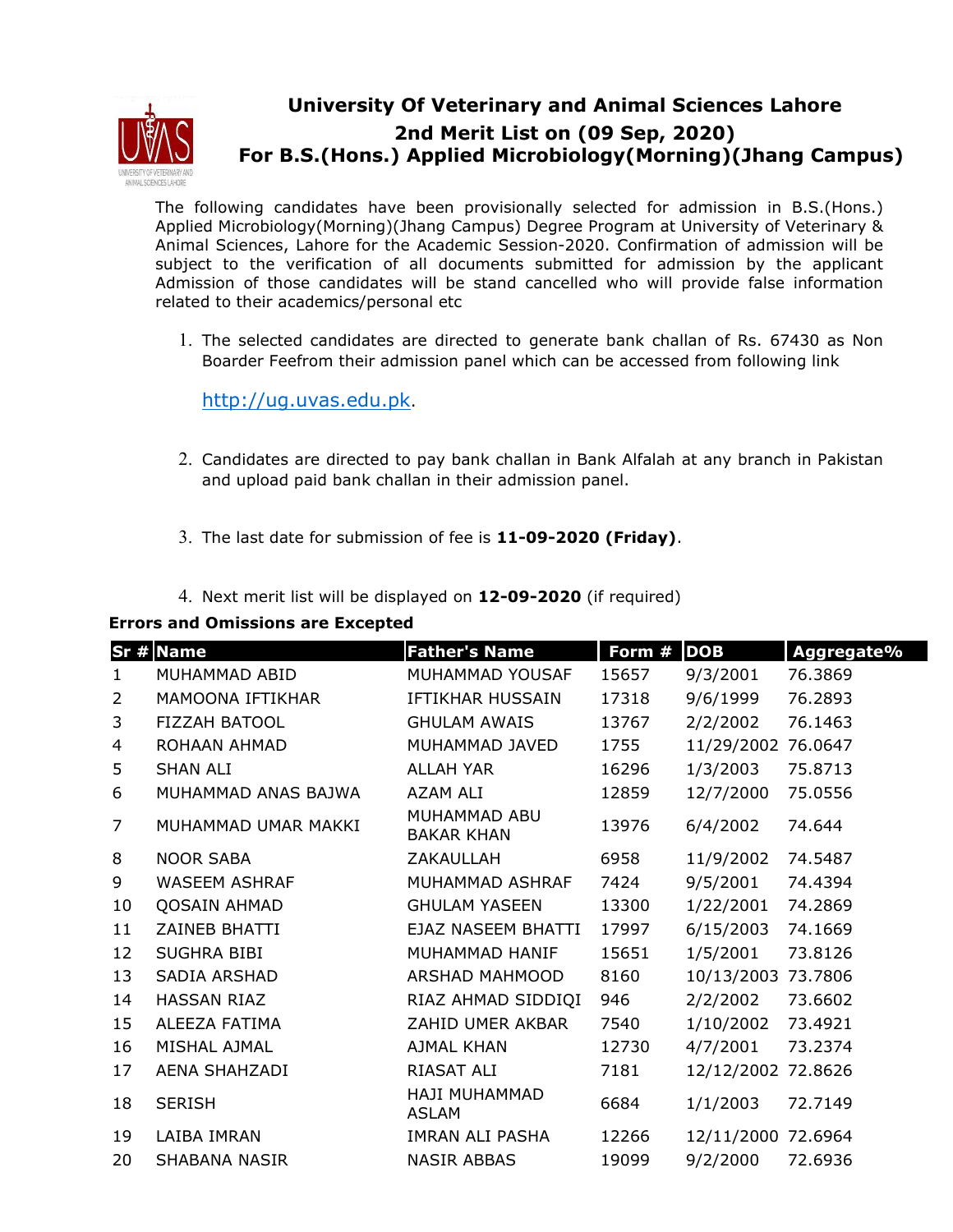# University Of Veterinary and Animal Sciences Lahore

## 2nd Merit List on (09 Sep, 2020)

## For B.S.(Hons.) Applied Microbiology(Morning)(Jhang Campus)

The following candidates have been provisionally selected for admission in B.S.(Hons.) Applied Microbiology(Morning)(Jhang Campus) Degree Program at University of Veterinary & Animal Sciences, Lahore for the Academic Session-2020. Confirmation of admission will be subject to the verification of all documents submitted for admission by the applicant Admission of those candidates will be stand cancelled who will provide false information related to their academics/personal etc

1. The selected candidates are directed to generate bank challan of Rs. 67430 as Non Boarder Feefrom their admission panel which can be accessed from following link

   http://ug.uvas.edu.pk.

2. Candidates are directed to pay bank challan in Bank Alfalah at any branch in Pakistan and upload paid bank challan in their admission panel.

3. The last date for submission of fee is **11-09-2020 (Friday)**.

4. Next merit list will be displayed on **12-09-2020** (if required)

**Errors and Omissions are Excepted**

| Sr # | Name | Father's Name | Form # | DOB | Aggregate% |
|---|---|---|---|---|---|
| 1 | MUHAMMAD ABID | MUHAMMAD YOUSAF | 15657 | 9/3/2001 | 76.3869 |
| 2 | MAMOONA IFTIKHAR | IFTIKHAR HUSSAIN | 17318 | 9/6/1999 | 76.2893 |
| 3 | FIZZAH BATOOL | GHULAM AWAIS | 13767 | 2/2/2002 | 76.1463 |
| 4 | ROHAAN AHMAD | MUHAMMAD JAVED | 1755 | 11/29/2002 | 76.0647 |
| 5 | SHAN ALI | ALLAH YAR | 16296 | 1/3/2003 | 75.8713 |
| 6 | MUHAMMAD ANAS BAJWA | AZAM ALI | 12859 | 12/7/2000 | 75.0556 |
| 7 | MUHAMMAD UMAR MAKKI | MUHAMMAD ABU BAKAR KHAN | 13976 | 6/4/2002 | 74.644 |
| 8 | NOOR SABA | ZAKAULLAH | 6958 | 11/9/2002 | 74.5487 |
| 9 | WASEEM ASHRAF | MUHAMMAD ASHRAF | 7424 | 9/5/2001 | 74.4394 |
| 10 | QOSAIN AHMAD | GHULAM YASEEN | 13300 | 1/22/2001 | 74.2869 |
| 11 | ZAINEB BHATTI | EJAZ NASEEM BHATTI | 17997 | 6/15/2003 | 74.1669 |
| 12 | SUGHRA BIBI | MUHAMMAD HANIF | 15651 | 1/5/2001 | 73.8126 |
| 13 | SADIA ARSHAD | ARSHAD MAHMOOD | 8160 | 10/13/2003 | 73.7806 |
| 14 | HASSAN RIAZ | RIAZ AHMAD SIDDIQI | 946 | 2/2/2002 | 73.6602 |
| 15 | ALEEZA FATIMA | ZAHID UMER AKBAR | 7540 | 1/10/2002 | 73.4921 |
| 16 | MISHAL AJMAL | AJMAL KHAN | 12730 | 4/7/2001 | 73.2374 |
| 17 | AENA SHAHZADI | RIASAT ALI | 7181 | 12/12/2002 | 72.8626 |
| 18 | SERISH | HAJI MUHAMMAD ASLAM | 6684 | 1/1/2003 | 72.7149 |
| 19 | LAIBA IMRAN | IMRAN ALI PASHA | 12266 | 12/11/2000 | 72.6964 |
| 20 | SHABANA NASIR | NASIR ABBAS | 19099 | 9/2/2000 | 72.6936 |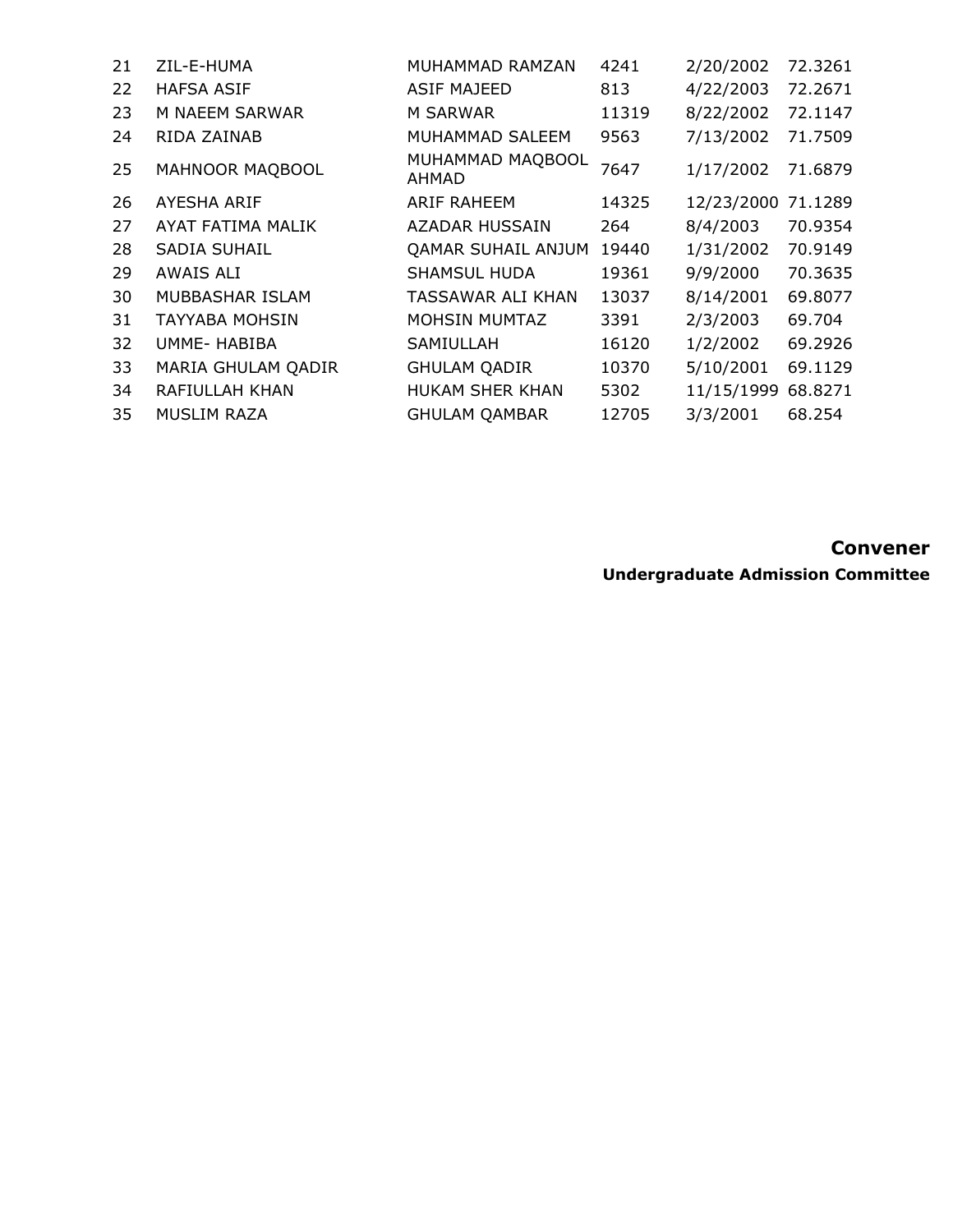| | | | | | |
|---|---|---|---|---|---|
| 21 | ZIL-E-HUMA | MUHAMMAD RAMZAN | 4241 | 2/20/2002 | 72.3261 |
| 22 | HAFSA ASIF | ASIF MAJEED | 813 | 4/22/2003 | 72.2671 |
| 23 | M NAEEM SARWAR | M SARWAR | 11319 | 8/22/2002 | 72.1147 |
| 24 | RIDA ZAINAB | MUHAMMAD SALEEM | 9563 | 7/13/2002 | 71.7509 |
| 25 | MAHNOOR MAQBOOL | MUHAMMAD MAQBOOL AHMAD | 7647 | 1/17/2002 | 71.6879 |
| 26 | AYESHA ARIF | ARIF RAHEEM | 14325 | 12/23/2000 | 71.1289 |
| 27 | AYAT FATIMA MALIK | AZADAR HUSSAIN | 264 | 8/4/2003 | 70.9354 |
| 28 | SADIA SUHAIL | QAMAR SUHAIL ANJUM | 19440 | 1/31/2002 | 70.9149 |
| 29 | AWAIS ALI | SHAMSUL HUDA | 19361 | 9/9/2000 | 70.3635 |
| 30 | MUBBASHAR ISLAM | TASSAWAR ALI KHAN | 13037 | 8/14/2001 | 69.8077 |
| 31 | TAYYABA MOHSIN | MOHSIN MUMTAZ | 3391 | 2/3/2003 | 69.704 |
| 32 | UMME- HABIBA | SAMIULLAH | 16120 | 1/2/2002 | 69.2926 |
| 33 | MARIA GHULAM QADIR | GHULAM QADIR | 10370 | 5/10/2001 | 69.1129 |
| 34 | RAFIULLAH KHAN | HUKAM SHER KHAN | 5302 | 11/15/1999 | 68.8271 |
| 35 | MUSLIM RAZA | GHULAM QAMBAR | 12705 | 3/3/2001 | 68.254 |

**Convener**

**Undergraduate Admission Committee**